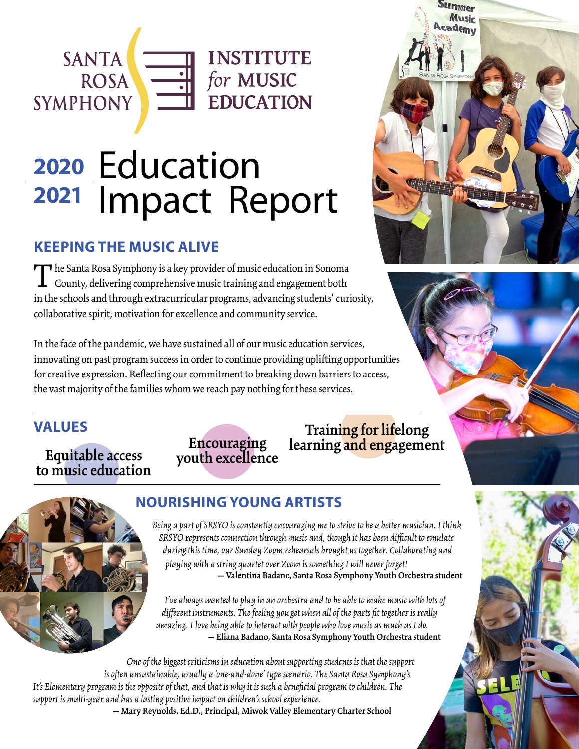SANTA ROSA SYMPHONY

INSTITUTE *for* MUSIC EDUCATION

# 2020 2021 Education Impact Report

## KEEPING THE MUSIC ALIVE

The Santa Rosa Symphony is a key provider of music education in Sonoma County, delivering comprehensive music training and engagement both in the schools and through extracurricular programs, advancing students' curiosity, collaborative spirit, motivation for excellence and community service.

In the face of the pandemic, we have sustained all of our music education services, innovating on past program success in order to continue providing uplifting opportunities for creative expression. Reflecting our commitment to breaking down barriers to access, the vast majority of the families whom we reach pay nothing for these services.

## VALUES

**Equitable access to music education**

**Encouraging youth excellence**

**Training for lifelong learning and engagement**

## NOURISHING YOUNG ARTISTS

*Being a part of SRSYO is constantly encouraging me to strive to be a better musician. I think SRSYO represents connection through music and, though it has been difficult to emulate during this time, our Sunday Zoom rehearsals brought us together. Collaborating and playing with a string quartet over Zoom is something I will never forget!*

**— Valentina Badano, Santa Rosa Symphony Youth Orchestra student**

*I've always wanted to play in an orchestra and to be able to make music with lots of different instruments. The feeling you get when all of the parts fit together is really amazing. I love being able to interact with people who love music as much as I do.*

**— Eliana Badano, Santa Rosa Symphony Youth Orchestra student**

*One of the biggest criticisms in education about supporting students is that the support is often unsustainable, usually a 'one-and-done' type scenario. The Santa Rosa Symphony's It's Elementary program is the opposite of that, and that is why it is such a beneficial program to children. The support is multi-year and has a lasting positive impact on children's school experience.*

**— Mary Reynolds, Ed.D., Principal, Miwok Valley Elementary Charter School**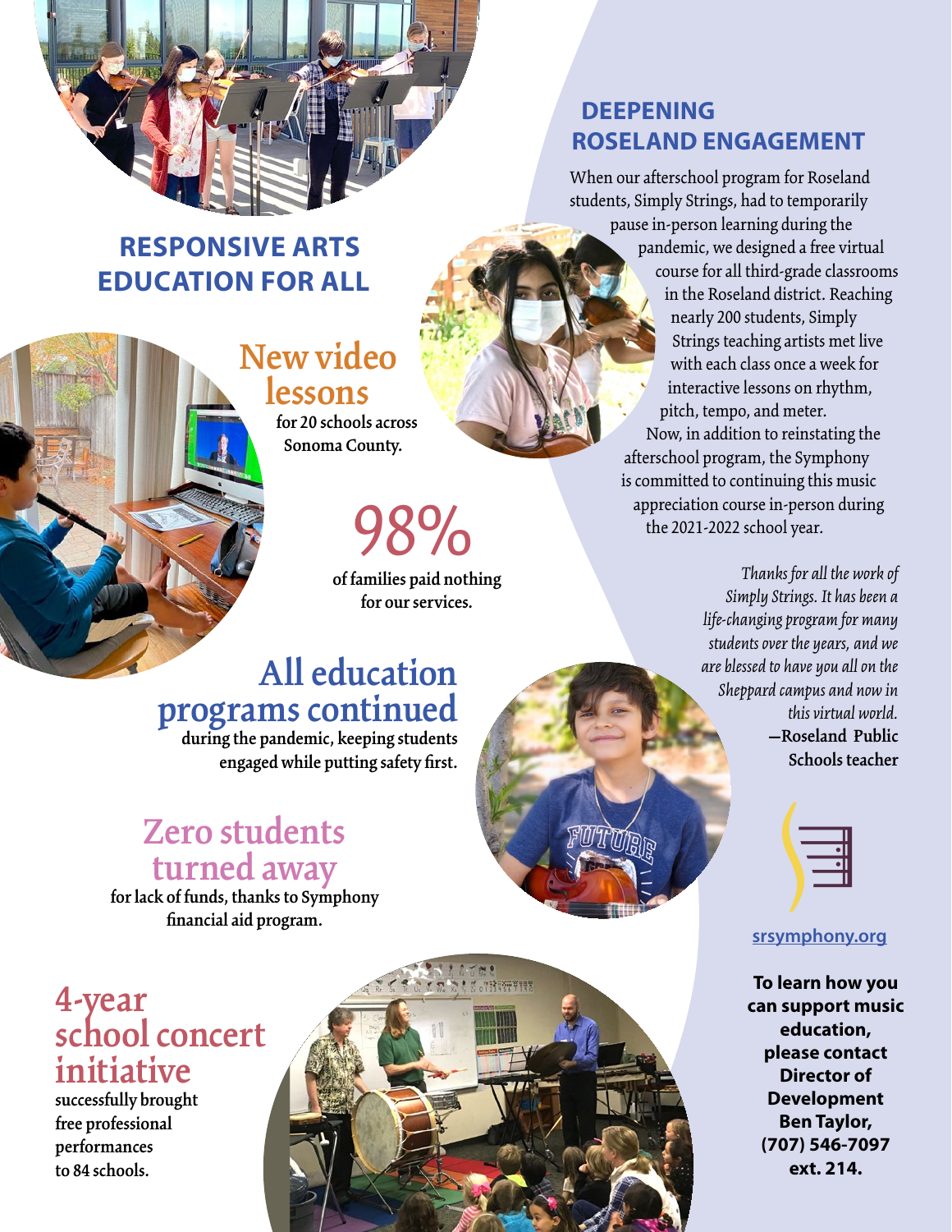## RESPONSIVE ARTS EDUCATION FOR ALL

**New video lessons**
for 20 schools across Sonoma County.

**98%**
of families paid nothing for our services.

**All education programs continued**
during the pandemic, keeping students engaged while putting safety first.

**Zero students turned away**
for lack of funds, thanks to Symphony financial aid program.

**4-year school concert initiative**
successfully brought free professional performances to 84 schools.

## DEEPENING ROSELAND ENGAGEMENT

When our afterschool program for Roseland students, Simply Strings, had to temporarily pause in-person learning during the pandemic, we designed a free virtual course for all third-grade classrooms in the Roseland district. Reaching nearly 200 students, Simply Strings teaching artists met live with each class once a week for interactive lessons on rhythm, pitch, tempo, and meter. Now, in addition to reinstating the afterschool program, the Symphony is committed to continuing this music appreciation course in-person during the 2021-2022 school year.

*Thanks for all the work of Simply Strings. It has been a life-changing program for many students over the years, and we are blessed to have you all on the Sheppard campus and now in this virtual world.*
**—Roseland Public Schools teacher**

srsymphony.org

**To learn how you can support music education, please contact Director of Development Ben Taylor, (707) 546-7097 ext. 214.**